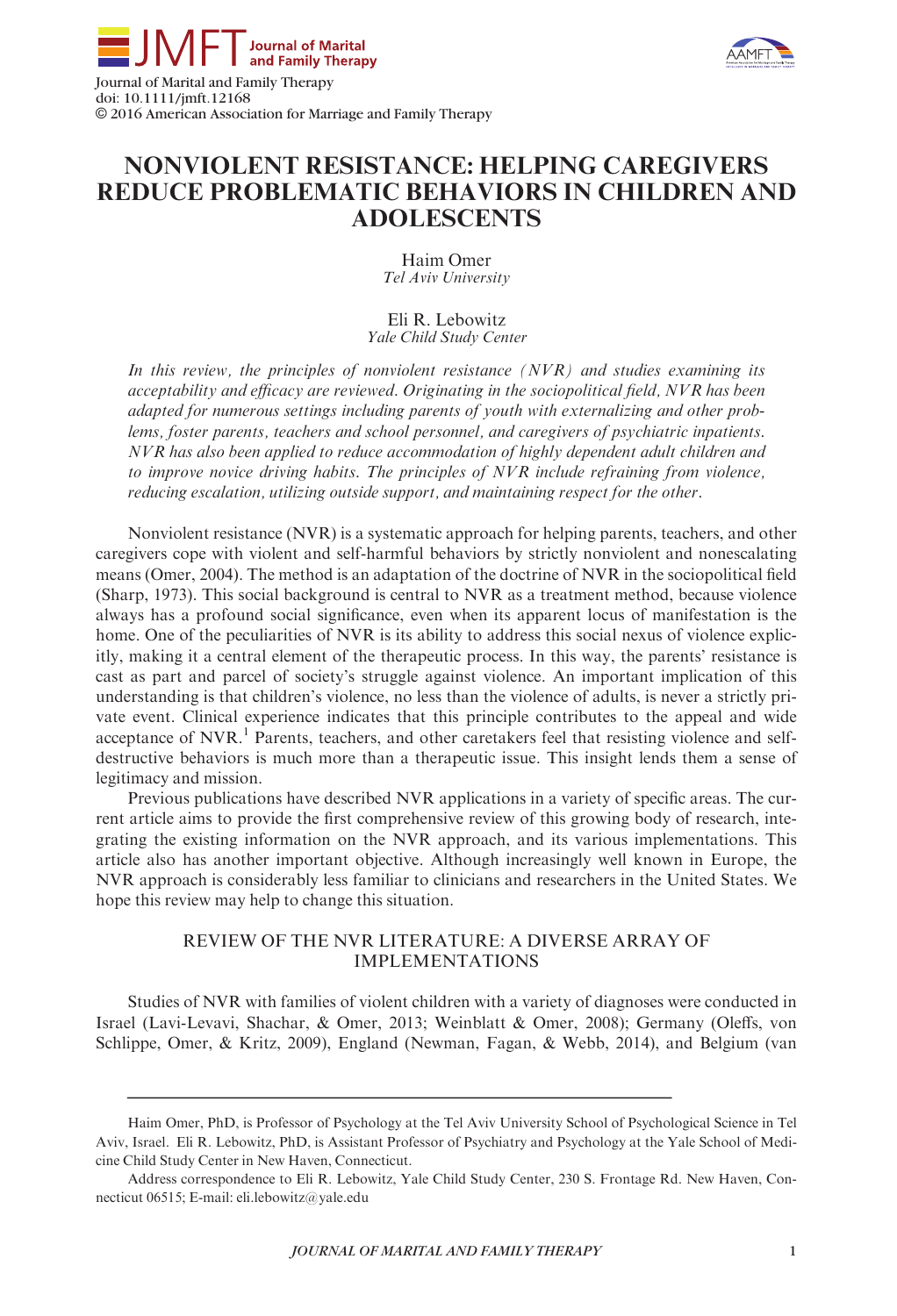# NONVIOLENT RESISTANCE: HELPING CAREGIVERS REDUCE PROBLEMATIC BEHAVIORS IN CHILDREN AND ADOLESCENTS

Haim Omer
*Tel Aviv University*

Eli R. Lebowitz
*Yale Child Study Center*

*In this review, the principles of nonviolent resistance (NVR) and studies examining its acceptability and efficacy are reviewed. Originating in the sociopolitical field, NVR has been adapted for numerous settings including parents of youth with externalizing and other problems, foster parents, teachers and school personnel, and caregivers of psychiatric inpatients. NVR has also been applied to reduce accommodation of highly dependent adult children and to improve novice driving habits. The principles of NVR include refraining from violence, reducing escalation, utilizing outside support, and maintaining respect for the other.*

Nonviolent resistance (NVR) is a systematic approach for helping parents, teachers, and other caregivers cope with violent and self-harmful behaviors by strictly nonviolent and nonescalating means (Omer, 2004). The method is an adaptation of the doctrine of NVR in the sociopolitical field (Sharp, 1973). This social background is central to NVR as a treatment method, because violence always has a profound social significance, even when its apparent locus of manifestation is the home. One of the peculiarities of NVR is its ability to address this social nexus of violence explicitly, making it a central element of the therapeutic process. In this way, the parents' resistance is cast as part and parcel of society's struggle against violence. An important implication of this understanding is that children's violence, no less than the violence of adults, is never a strictly private event. Clinical experience indicates that this principle contributes to the appeal and wide acceptance of NVR.[1] Parents, teachers, and other caretakers feel that resisting violence and self-destructive behaviors is much more than a therapeutic issue. This insight lends them a sense of legitimacy and mission.

Previous publications have described NVR applications in a variety of specific areas. The current article aims to provide the first comprehensive review of this growing body of research, integrating the existing information on the NVR approach, and its various implementations. This article also has another important objective. Although increasingly well known in Europe, the NVR approach is considerably less familiar to clinicians and researchers in the United States. We hope this review may help to change this situation.

## REVIEW OF THE NVR LITERATURE: A DIVERSE ARRAY OF IMPLEMENTATIONS

Studies of NVR with families of violent children with a variety of diagnoses were conducted in Israel (Lavi-Levavi, Shachar, & Omer, 2013; Weinblatt & Omer, 2008); Germany (Oleffs, von Schlippe, Omer, & Kritz, 2009), England (Newman, Fagan, & Webb, 2014), and Belgium (van

---

Haim Omer, PhD, is Professor of Psychology at the Tel Aviv University School of Psychological Science in Tel Aviv, Israel. Eli R. Lebowitz, PhD, is Assistant Professor of Psychiatry and Psychology at the Yale School of Medicine Child Study Center in New Haven, Connecticut.

Address correspondence to Eli R. Lebowitz, Yale Child Study Center, 230 S. Frontage Rd. New Haven, Connecticut 06515; E-mail: eli.lebowitz@yale.edu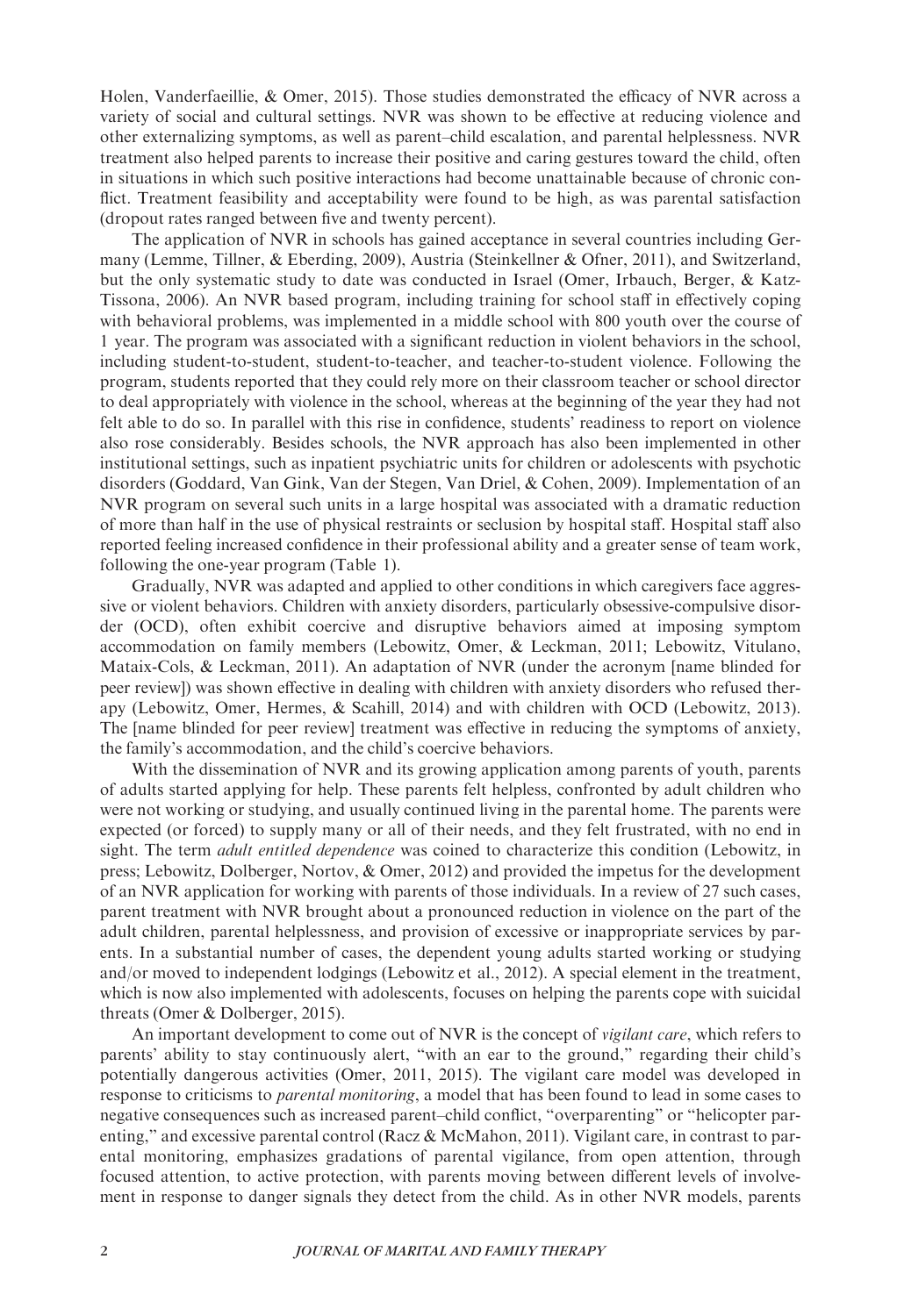Holen, Vanderfaeillie, & Omer, 2015). Those studies demonstrated the efficacy of NVR across a variety of social and cultural settings. NVR was shown to be effective at reducing violence and other externalizing symptoms, as well as parent–child escalation, and parental helplessness. NVR treatment also helped parents to increase their positive and caring gestures toward the child, often in situations in which such positive interactions had become unattainable because of chronic conflict. Treatment feasibility and acceptability were found to be high, as was parental satisfaction (dropout rates ranged between five and twenty percent).

The application of NVR in schools has gained acceptance in several countries including Germany (Lemme, Tillner, & Eberding, 2009), Austria (Steinkellner & Ofner, 2011), and Switzerland, but the only systematic study to date was conducted in Israel (Omer, Irbauch, Berger, & Katz-Tissona, 2006). An NVR based program, including training for school staff in effectively coping with behavioral problems, was implemented in a middle school with 800 youth over the course of 1 year. The program was associated with a significant reduction in violent behaviors in the school, including student-to-student, student-to-teacher, and teacher-to-student violence. Following the program, students reported that they could rely more on their classroom teacher or school director to deal appropriately with violence in the school, whereas at the beginning of the year they had not felt able to do so. In parallel with this rise in confidence, students' readiness to report on violence also rose considerably. Besides schools, the NVR approach has also been implemented in other institutional settings, such as inpatient psychiatric units for children or adolescents with psychotic disorders (Goddard, Van Gink, Van der Stegen, Van Driel, & Cohen, 2009). Implementation of an NVR program on several such units in a large hospital was associated with a dramatic reduction of more than half in the use of physical restraints or seclusion by hospital staff. Hospital staff also reported feeling increased confidence in their professional ability and a greater sense of team work, following the one-year program (Table 1).

Gradually, NVR was adapted and applied to other conditions in which caregivers face aggressive or violent behaviors. Children with anxiety disorders, particularly obsessive-compulsive disorder (OCD), often exhibit coercive and disruptive behaviors aimed at imposing symptom accommodation on family members (Lebowitz, Omer, & Leckman, 2011; Lebowitz, Vitulano, Mataix-Cols, & Leckman, 2011). An adaptation of NVR (under the acronym [name blinded for peer review]) was shown effective in dealing with children with anxiety disorders who refused therapy (Lebowitz, Omer, Hermes, & Scahill, 2014) and with children with OCD (Lebowitz, 2013). The [name blinded for peer review] treatment was effective in reducing the symptoms of anxiety, the family's accommodation, and the child's coercive behaviors.

With the dissemination of NVR and its growing application among parents of youth, parents of adults started applying for help. These parents felt helpless, confronted by adult children who were not working or studying, and usually continued living in the parental home. The parents were expected (or forced) to supply many or all of their needs, and they felt frustrated, with no end in sight. The term *adult entitled dependence* was coined to characterize this condition (Lebowitz, in press; Lebowitz, Dolberger, Nortov, & Omer, 2012) and provided the impetus for the development of an NVR application for working with parents of those individuals. In a review of 27 such cases, parent treatment with NVR brought about a pronounced reduction in violence on the part of the adult children, parental helplessness, and provision of excessive or inappropriate services by parents. In a substantial number of cases, the dependent young adults started working or studying and/or moved to independent lodgings (Lebowitz et al., 2012). A special element in the treatment, which is now also implemented with adolescents, focuses on helping the parents cope with suicidal threats (Omer & Dolberger, 2015).

An important development to come out of NVR is the concept of *vigilant care*, which refers to parents' ability to stay continuously alert, "with an ear to the ground," regarding their child's potentially dangerous activities (Omer, 2011, 2015). The vigilant care model was developed in response to criticisms to *parental monitoring*, a model that has been found to lead in some cases to negative consequences such as increased parent–child conflict, "overparenting" or "helicopter parenting," and excessive parental control (Racz & McMahon, 2011). Vigilant care, in contrast to parental monitoring, emphasizes gradations of parental vigilance, from open attention, through focused attention, to active protection, with parents moving between different levels of involvement in response to danger signals they detect from the child. As in other NVR models, parents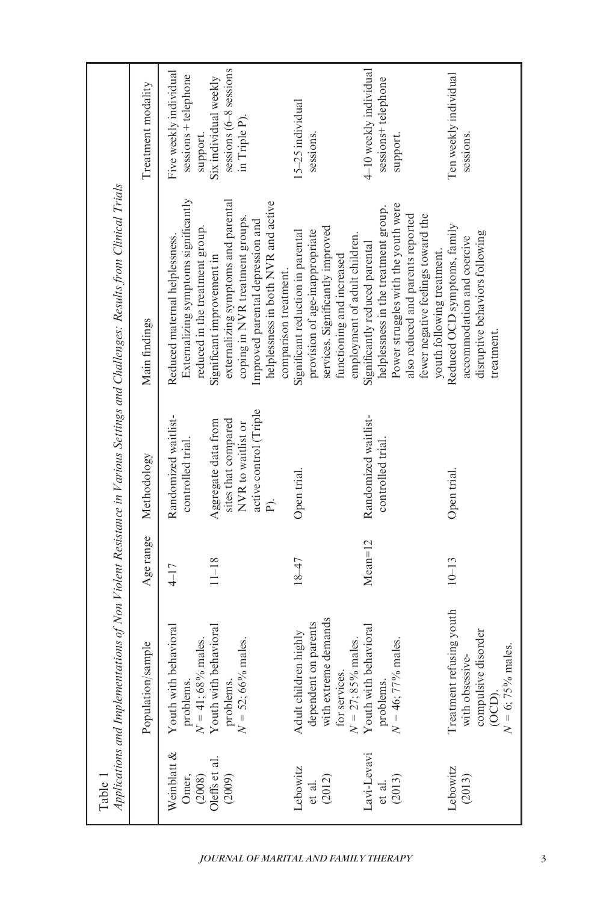Table 1
*Applications and Implementations of Non Violent Resistance in Various Settings and Challenges: Results from Clinical Trials*

| | Population/sample | Age range | Methodology | Main findings | Treatment modality |
|---|---|---|---|---|---|
| Weinblatt & Omer, (2008) | Youth with behavioral problems. $N$ = 41; 68% males. | 4–17 | Randomized waitlist-controlled trial. | Reduced maternal helplessness. Externalizing symptoms significantly reduced in the treatment group. | Five weekly individual sessions + telephone support. |
| Ollefs et al. (2009) | Youth with behavioral problems. $N$ = 52; 66% males. | 11–18 | Aggregate data from sites that compared NVR to waitlist or active control (Triple P). | Significant improvement in externalizing symptoms and parental coping in NVR treatment groups. Improved parental depression and helplessness in both NVR and active comparison treatment. | Six individual weekly sessions (6–8 sessions in Triple P). |
| Lebowitz et al. (2012) | Adult children highly dependent on parents with extreme demands for services. $N$ = 27; 85% males. | 18–47 | Open trial. | Significant reduction in parental provision of age-inappropriate services. Significantly improved functioning and increased employment of adult children. | 15–25 individual sessions. |
| Lavi-Levavi et al. (2013) | Youth with behavioral problems. $N$ = 46; 77% males. | Mean=12 | Randomized waitlist-controlled trial. | Significantly reduced parental helplessness in the treatment group. Power struggles with the youth were also reduced and parents reported fewer negative feelings toward the youth following treatment. | 4–10 weekly individual sessions+ telephone support. |
| Lebowitz (2013) | Treatment refusing youth with obsessive-compulsive disorder (OCD). $N$ = 6; 75% males. | 10–13 | Open trial. | Reduced OCD symptoms, family accommodation and coercive disruptive behaviors following treatment. | Ten weekly individual sessions. |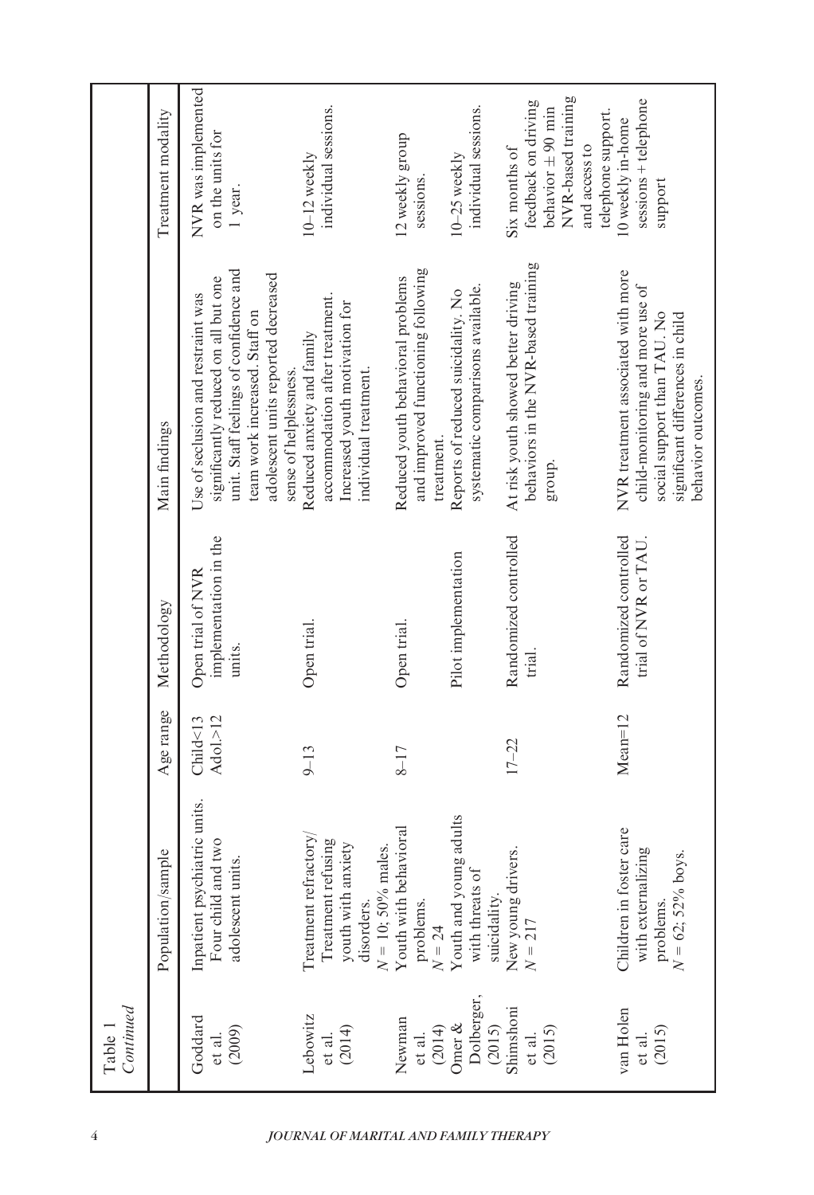Table 1
*Continued*

| | Population/sample | Age range | Methodology | Main findings | Treatment modality |
|---|---|---|---|---|---|
| Goddard et al. (2009) | Inpatient psychiatric units. Four child and two adolescent units. | Child<13 Adol.>12 | Open trial of NVR implementation in the units. | Use of seclusion and restraint was significantly reduced on all but one unit. Staff feelings of confidence and team work increased. Staff on adolescent units reported decreased sense of helplessness. | NVR was implemented on the units for 1 year. |
| Lebowitz et al. (2014) | Treatment refractory/ Treatment refusing youth with anxiety disorders. $N = 10$; 50% males. | 9–13 | Open trial. | Reduced anxiety and family accommodation after treatment. Increased youth motivation for individual treatment. | 10–12 weekly individual sessions. |
| Newman et al. (2014) | Youth with behavioral problems. $N = 24$ | 8–17 | Open trial. | Reduced youth behavioral problems and improved functioning following treatment. | 12 weekly group sessions. |
| Omer & Dolberger, (2015) | Youth and young adults with threats of suicidality. | | Pilot implementation | Reports of reduced suicidality. No systematic comparisons available. | 10–25 weekly individual sessions. |
| Shimshoni et al. (2015) | New young drivers. $N = 217$ | 17–22 | Randomized controlled trial. | At risk youth showed better driving behaviors in the NVR-based training group. | Six months of feedback on driving behavior ± 90 min NVR-based training and access to telephone support. |
| van Holen et al. (2015) | Children in foster care with externalizing problems. $N = 62$; 52% boys. | Mean=12 | Randomized controlled trial of NVR or TAU. | NVR treatment associated with more child-monitoring and more use of social support than TAU. No significant differences in child behavior outcomes. | 10 weekly in-home sessions + telephone support |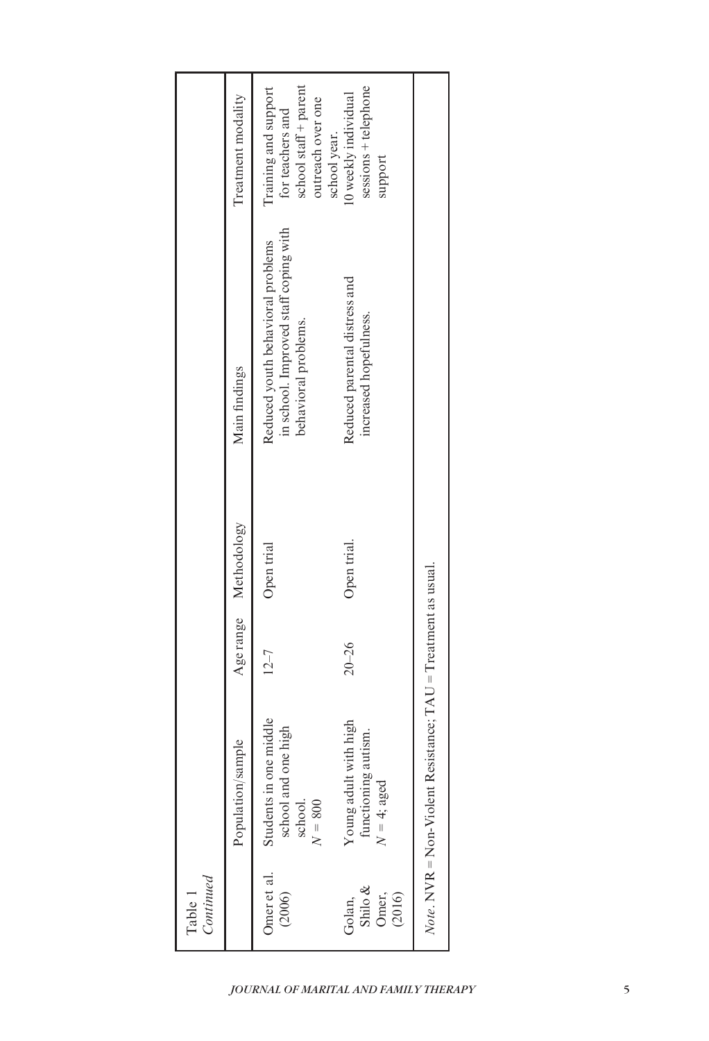Table 1
*Continued*

| | Population/sample | Age range | Methodology | Main findings | Treatment modality |
|---|---|---|---|---|---|
| Omer et al. (2006) | Students in one middle school and one high school. $N = 800$ | 12–7 | Open trial | Reduced youth behavioral problems in school. Improved staff coping with behavioral problems. | Training and support for teachers and school staff + parent outreach over one school year. |
| Golan, Shilo & Omer, (2016) | Young adult with high functioning autism. $N = 4$; aged | 20–26 | Open trial. | Reduced parental distress and increased hopefulness. | 10 weekly individual sessions + telephone support |

*Note*. NVR = Non-Violent Resistance; TAU = Treatment as usual.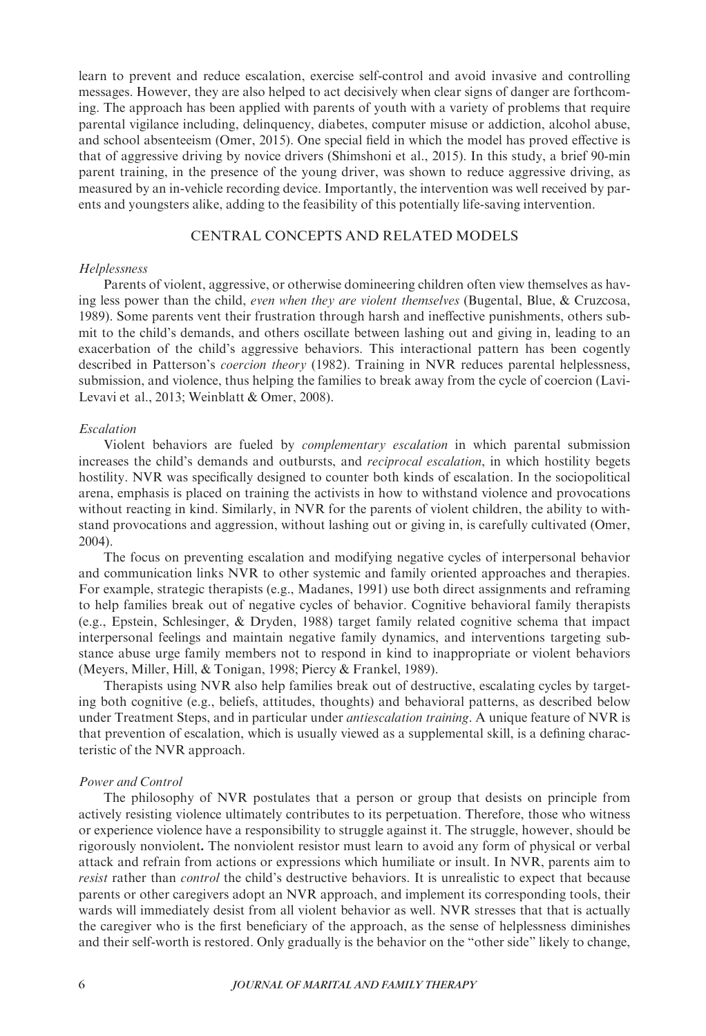learn to prevent and reduce escalation, exercise self-control and avoid invasive and controlling messages. However, they are also helped to act decisively when clear signs of danger are forthcoming. The approach has been applied with parents of youth with a variety of problems that require parental vigilance including, delinquency, diabetes, computer misuse or addiction, alcohol abuse, and school absenteeism (Omer, 2015). One special field in which the model has proved effective is that of aggressive driving by novice drivers (Shimshoni et al., 2015). In this study, a brief 90-min parent training, in the presence of the young driver, was shown to reduce aggressive driving, as measured by an in-vehicle recording device. Importantly, the intervention was well received by parents and youngsters alike, adding to the feasibility of this potentially life-saving intervention.

## CENTRAL CONCEPTS AND RELATED MODELS

### *Helplessness*

Parents of violent, aggressive, or otherwise domineering children often view themselves as having less power than the child, *even when they are violent themselves* (Bugental, Blue, & Cruzcosa, 1989). Some parents vent their frustration through harsh and ineffective punishments, others submit to the child's demands, and others oscillate between lashing out and giving in, leading to an exacerbation of the child's aggressive behaviors. This interactional pattern has been cogently described in Patterson's *coercion theory* (1982). Training in NVR reduces parental helplessness, submission, and violence, thus helping the families to break away from the cycle of coercion (Lavi-Levavi et al., 2013; Weinblatt & Omer, 2008).

### *Escalation*

Violent behaviors are fueled by *complementary escalation* in which parental submission increases the child's demands and outbursts, and *reciprocal escalation*, in which hostility begets hostility. NVR was specifically designed to counter both kinds of escalation. In the sociopolitical arena, emphasis is placed on training the activists in how to withstand violence and provocations without reacting in kind. Similarly, in NVR for the parents of violent children, the ability to withstand provocations and aggression, without lashing out or giving in, is carefully cultivated (Omer, 2004).

The focus on preventing escalation and modifying negative cycles of interpersonal behavior and communication links NVR to other systemic and family oriented approaches and therapies. For example, strategic therapists (e.g., Madanes, 1991) use both direct assignments and reframing to help families break out of negative cycles of behavior. Cognitive behavioral family therapists (e.g., Epstein, Schlesinger, & Dryden, 1988) target family related cognitive schema that impact interpersonal feelings and maintain negative family dynamics, and interventions targeting substance abuse urge family members not to respond in kind to inappropriate or violent behaviors (Meyers, Miller, Hill, & Tonigan, 1998; Piercy & Frankel, 1989).

Therapists using NVR also help families break out of destructive, escalating cycles by targeting both cognitive (e.g., beliefs, attitudes, thoughts) and behavioral patterns, as described below under Treatment Steps, and in particular under *antiescalation training*. A unique feature of NVR is that prevention of escalation, which is usually viewed as a supplemental skill, is a defining characteristic of the NVR approach.

### *Power and Control*

The philosophy of NVR postulates that a person or group that desists on principle from actively resisting violence ultimately contributes to its perpetuation. Therefore, those who witness or experience violence have a responsibility to struggle against it. The struggle, however, should be rigorously nonviolent**.** The nonviolent resistor must learn to avoid any form of physical or verbal attack and refrain from actions or expressions which humiliate or insult. In NVR, parents aim to *resist* rather than *control* the child's destructive behaviors. It is unrealistic to expect that because parents or other caregivers adopt an NVR approach, and implement its corresponding tools, their wards will immediately desist from all violent behavior as well. NVR stresses that that is actually the caregiver who is the first beneficiary of the approach, as the sense of helplessness diminishes and their self-worth is restored. Only gradually is the behavior on the "other side" likely to change,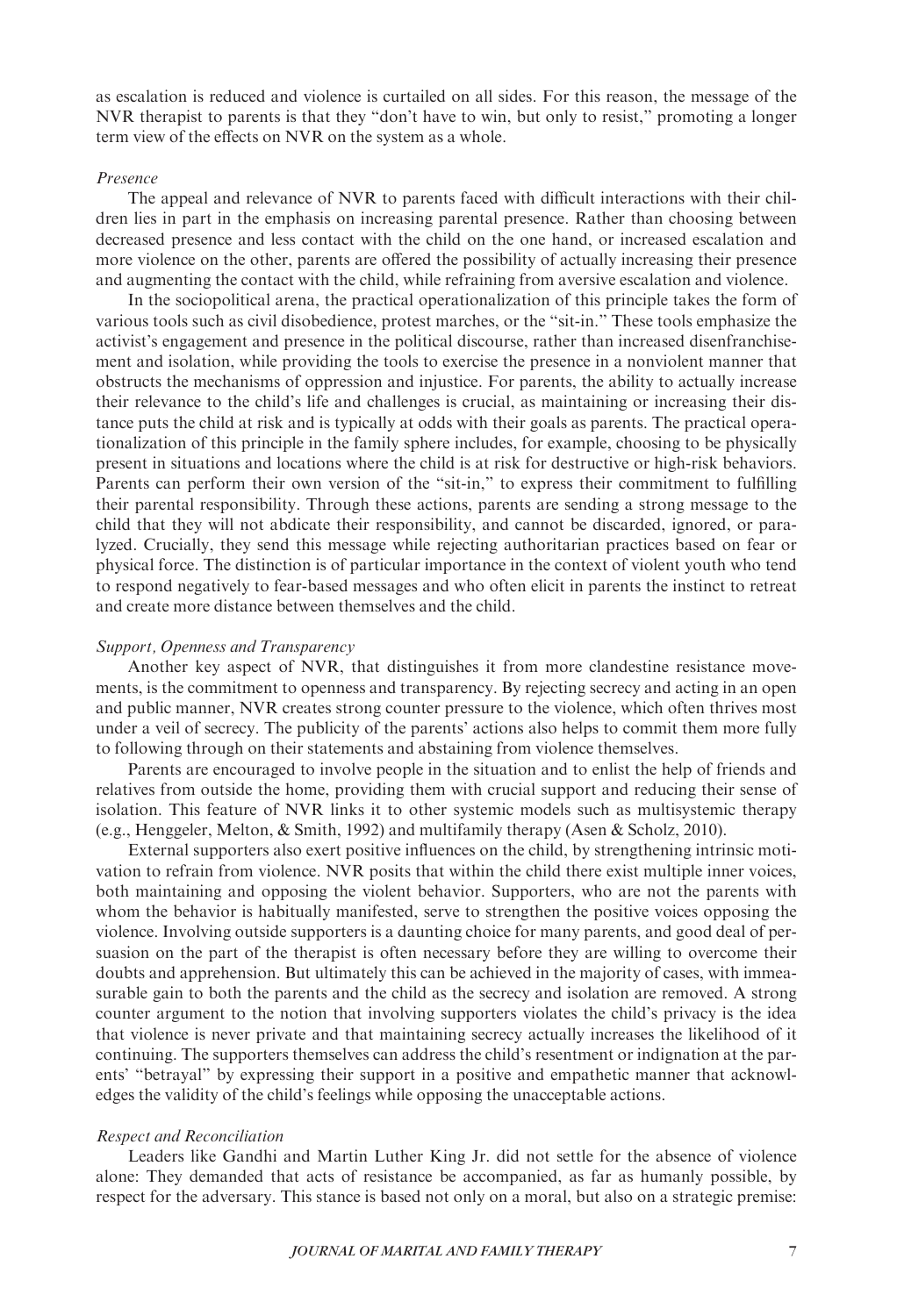as escalation is reduced and violence is curtailed on all sides. For this reason, the message of the NVR therapist to parents is that they "don't have to win, but only to resist," promoting a longer term view of the effects on NVR on the system as a whole.

### *Presence*

The appeal and relevance of NVR to parents faced with difficult interactions with their children lies in part in the emphasis on increasing parental presence. Rather than choosing between decreased presence and less contact with the child on the one hand, or increased escalation and more violence on the other, parents are offered the possibility of actually increasing their presence and augmenting the contact with the child, while refraining from aversive escalation and violence.

In the sociopolitical arena, the practical operationalization of this principle takes the form of various tools such as civil disobedience, protest marches, or the "sit-in." These tools emphasize the activist's engagement and presence in the political discourse, rather than increased disenfranchisement and isolation, while providing the tools to exercise the presence in a nonviolent manner that obstructs the mechanisms of oppression and injustice. For parents, the ability to actually increase their relevance to the child's life and challenges is crucial, as maintaining or increasing their distance puts the child at risk and is typically at odds with their goals as parents. The practical operationalization of this principle in the family sphere includes, for example, choosing to be physically present in situations and locations where the child is at risk for destructive or high-risk behaviors. Parents can perform their own version of the "sit-in," to express their commitment to fulfilling their parental responsibility. Through these actions, parents are sending a strong message to the child that they will not abdicate their responsibility, and cannot be discarded, ignored, or paralyzed. Crucially, they send this message while rejecting authoritarian practices based on fear or physical force. The distinction is of particular importance in the context of violent youth who tend to respond negatively to fear-based messages and who often elicit in parents the instinct to retreat and create more distance between themselves and the child.

### *Support, Openness and Transparency*

Another key aspect of NVR, that distinguishes it from more clandestine resistance movements, is the commitment to openness and transparency. By rejecting secrecy and acting in an open and public manner, NVR creates strong counter pressure to the violence, which often thrives most under a veil of secrecy. The publicity of the parents' actions also helps to commit them more fully to following through on their statements and abstaining from violence themselves.

Parents are encouraged to involve people in the situation and to enlist the help of friends and relatives from outside the home, providing them with crucial support and reducing their sense of isolation. This feature of NVR links it to other systemic models such as multisystemic therapy (e.g., Henggeler, Melton, & Smith, 1992) and multifamily therapy (Asen & Scholz, 2010).

External supporters also exert positive influences on the child, by strengthening intrinsic motivation to refrain from violence. NVR posits that within the child there exist multiple inner voices, both maintaining and opposing the violent behavior. Supporters, who are not the parents with whom the behavior is habitually manifested, serve to strengthen the positive voices opposing the violence. Involving outside supporters is a daunting choice for many parents, and good deal of persuasion on the part of the therapist is often necessary before they are willing to overcome their doubts and apprehension. But ultimately this can be achieved in the majority of cases, with immeasurable gain to both the parents and the child as the secrecy and isolation are removed. A strong counter argument to the notion that involving supporters violates the child's privacy is the idea that violence is never private and that maintaining secrecy actually increases the likelihood of it continuing. The supporters themselves can address the child's resentment or indignation at the parents' "betrayal" by expressing their support in a positive and empathetic manner that acknowledges the validity of the child's feelings while opposing the unacceptable actions.

### *Respect and Reconciliation*

Leaders like Gandhi and Martin Luther King Jr. did not settle for the absence of violence alone: They demanded that acts of resistance be accompanied, as far as humanly possible, by respect for the adversary. This stance is based not only on a moral, but also on a strategic premise: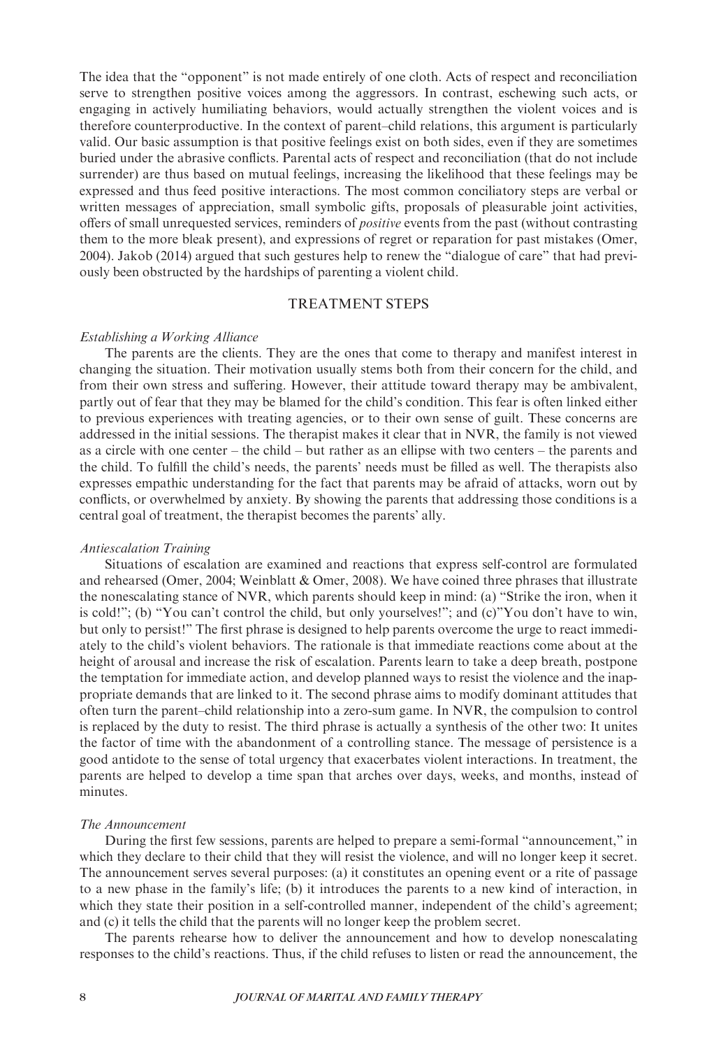The idea that the "opponent" is not made entirely of one cloth. Acts of respect and reconciliation serve to strengthen positive voices among the aggressors. In contrast, eschewing such acts, or engaging in actively humiliating behaviors, would actually strengthen the violent voices and is therefore counterproductive. In the context of parent–child relations, this argument is particularly valid. Our basic assumption is that positive feelings exist on both sides, even if they are sometimes buried under the abrasive conflicts. Parental acts of respect and reconciliation (that do not include surrender) are thus based on mutual feelings, increasing the likelihood that these feelings may be expressed and thus feed positive interactions. The most common conciliatory steps are verbal or written messages of appreciation, small symbolic gifts, proposals of pleasurable joint activities, offers of small unrequested services, reminders of *positive* events from the past (without contrasting them to the more bleak present), and expressions of regret or reparation for past mistakes (Omer, 2004). Jakob (2014) argued that such gestures help to renew the "dialogue of care" that had previously been obstructed by the hardships of parenting a violent child.

## TREATMENT STEPS

### *Establishing a Working Alliance*

The parents are the clients. They are the ones that come to therapy and manifest interest in changing the situation. Their motivation usually stems both from their concern for the child, and from their own stress and suffering. However, their attitude toward therapy may be ambivalent, partly out of fear that they may be blamed for the child's condition. This fear is often linked either to previous experiences with treating agencies, or to their own sense of guilt. These concerns are addressed in the initial sessions. The therapist makes it clear that in NVR, the family is not viewed as a circle with one center – the child – but rather as an ellipse with two centers – the parents and the child. To fulfill the child's needs, the parents' needs must be filled as well. The therapists also expresses empathic understanding for the fact that parents may be afraid of attacks, worn out by conflicts, or overwhelmed by anxiety. By showing the parents that addressing those conditions is a central goal of treatment, the therapist becomes the parents' ally.

### *Antiescalation Training*

Situations of escalation are examined and reactions that express self-control are formulated and rehearsed (Omer, 2004; Weinblatt & Omer, 2008). We have coined three phrases that illustrate the nonescalating stance of NVR, which parents should keep in mind: (a) "Strike the iron, when it is cold!"; (b) "You can't control the child, but only yourselves!"; and (c)"You don't have to win, but only to persist!" The first phrase is designed to help parents overcome the urge to react immediately to the child's violent behaviors. The rationale is that immediate reactions come about at the height of arousal and increase the risk of escalation. Parents learn to take a deep breath, postpone the temptation for immediate action, and develop planned ways to resist the violence and the inappropriate demands that are linked to it. The second phrase aims to modify dominant attitudes that often turn the parent–child relationship into a zero-sum game. In NVR, the compulsion to control is replaced by the duty to resist. The third phrase is actually a synthesis of the other two: It unites the factor of time with the abandonment of a controlling stance. The message of persistence is a good antidote to the sense of total urgency that exacerbates violent interactions. In treatment, the parents are helped to develop a time span that arches over days, weeks, and months, instead of minutes.

### *The Announcement*

During the first few sessions, parents are helped to prepare a semi-formal "announcement," in which they declare to their child that they will resist the violence, and will no longer keep it secret. The announcement serves several purposes: (a) it constitutes an opening event or a rite of passage to a new phase in the family's life; (b) it introduces the parents to a new kind of interaction, in which they state their position in a self-controlled manner, independent of the child's agreement; and (c) it tells the child that the parents will no longer keep the problem secret.

The parents rehearse how to deliver the announcement and how to develop nonescalating responses to the child's reactions. Thus, if the child refuses to listen or read the announcement, the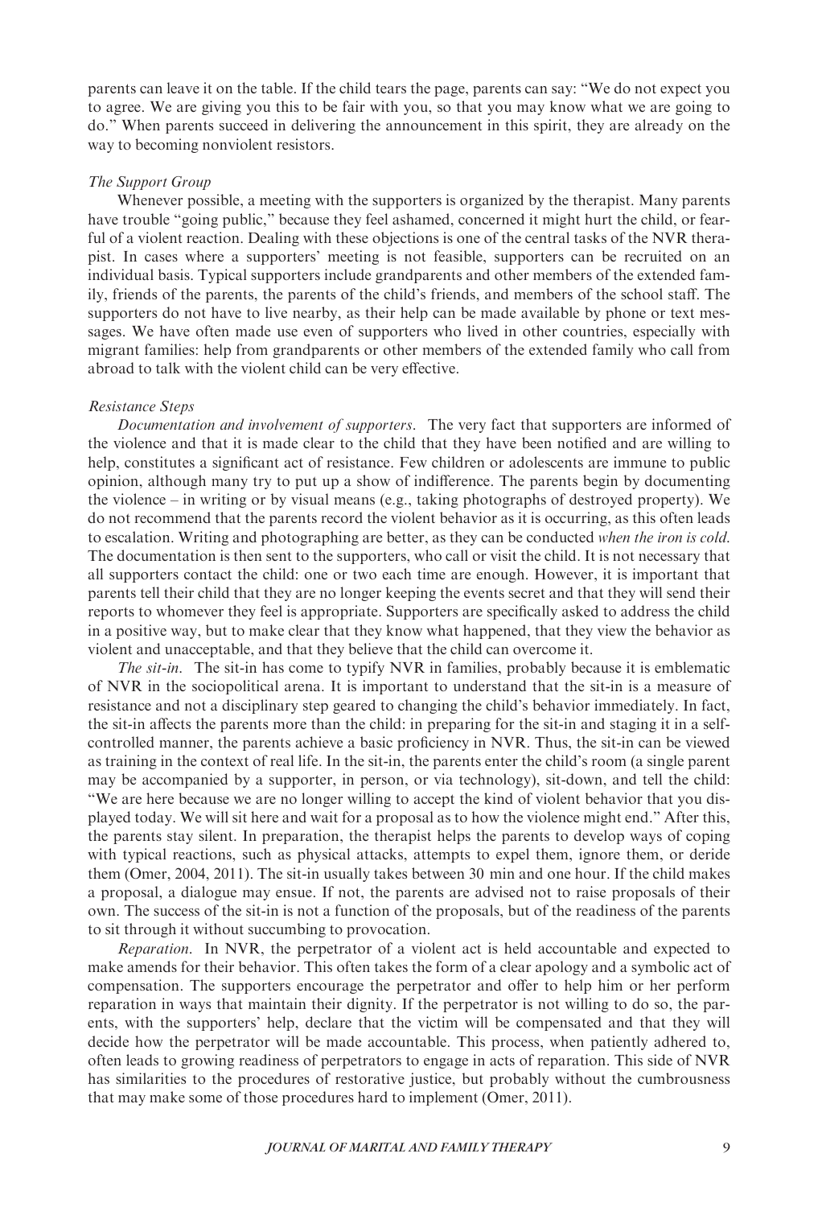parents can leave it on the table. If the child tears the page, parents can say: "We do not expect you to agree. We are giving you this to be fair with you, so that you may know what we are going to do." When parents succeed in delivering the announcement in this spirit, they are already on the way to becoming nonviolent resistors.

*The Support Group*

Whenever possible, a meeting with the supporters is organized by the therapist. Many parents have trouble "going public," because they feel ashamed, concerned it might hurt the child, or fearful of a violent reaction. Dealing with these objections is one of the central tasks of the NVR therapist. In cases where a supporters' meeting is not feasible, supporters can be recruited on an individual basis. Typical supporters include grandparents and other members of the extended family, friends of the parents, the parents of the child's friends, and members of the school staff. The supporters do not have to live nearby, as their help can be made available by phone or text messages. We have often made use even of supporters who lived in other countries, especially with migrant families: help from grandparents or other members of the extended family who call from abroad to talk with the violent child can be very effective.

*Resistance Steps*

*Documentation and involvement of supporters*. The very fact that supporters are informed of the violence and that it is made clear to the child that they have been notified and are willing to help, constitutes a significant act of resistance. Few children or adolescents are immune to public opinion, although many try to put up a show of indifference. The parents begin by documenting the violence – in writing or by visual means (e.g., taking photographs of destroyed property). We do not recommend that the parents record the violent behavior as it is occurring, as this often leads to escalation. Writing and photographing are better, as they can be conducted *when the iron is cold*. The documentation is then sent to the supporters, who call or visit the child. It is not necessary that all supporters contact the child: one or two each time are enough. However, it is important that parents tell their child that they are no longer keeping the events secret and that they will send their reports to whomever they feel is appropriate. Supporters are specifically asked to address the child in a positive way, but to make clear that they know what happened, that they view the behavior as violent and unacceptable, and that they believe that the child can overcome it.

*The sit-in*. The sit-in has come to typify NVR in families, probably because it is emblematic of NVR in the sociopolitical arena. It is important to understand that the sit-in is a measure of resistance and not a disciplinary step geared to changing the child's behavior immediately. In fact, the sit-in affects the parents more than the child: in preparing for the sit-in and staging it in a self-controlled manner, the parents achieve a basic proficiency in NVR. Thus, the sit-in can be viewed as training in the context of real life. In the sit-in, the parents enter the child's room (a single parent may be accompanied by a supporter, in person, or via technology), sit-down, and tell the child: "We are here because we are no longer willing to accept the kind of violent behavior that you displayed today. We will sit here and wait for a proposal as to how the violence might end." After this, the parents stay silent. In preparation, the therapist helps the parents to develop ways of coping with typical reactions, such as physical attacks, attempts to expel them, ignore them, or deride them (Omer, 2004, 2011). The sit-in usually takes between 30 min and one hour. If the child makes a proposal, a dialogue may ensue. If not, the parents are advised not to raise proposals of their own. The success of the sit-in is not a function of the proposals, but of the readiness of the parents to sit through it without succumbing to provocation.

*Reparation*. In NVR, the perpetrator of a violent act is held accountable and expected to make amends for their behavior. This often takes the form of a clear apology and a symbolic act of compensation. The supporters encourage the perpetrator and offer to help him or her perform reparation in ways that maintain their dignity. If the perpetrator is not willing to do so, the parents, with the supporters' help, declare that the victim will be compensated and that they will decide how the perpetrator will be made accountable. This process, when patiently adhered to, often leads to growing readiness of perpetrators to engage in acts of reparation. This side of NVR has similarities to the procedures of restorative justice, but probably without the cumbrousness that may make some of those procedures hard to implement (Omer, 2011).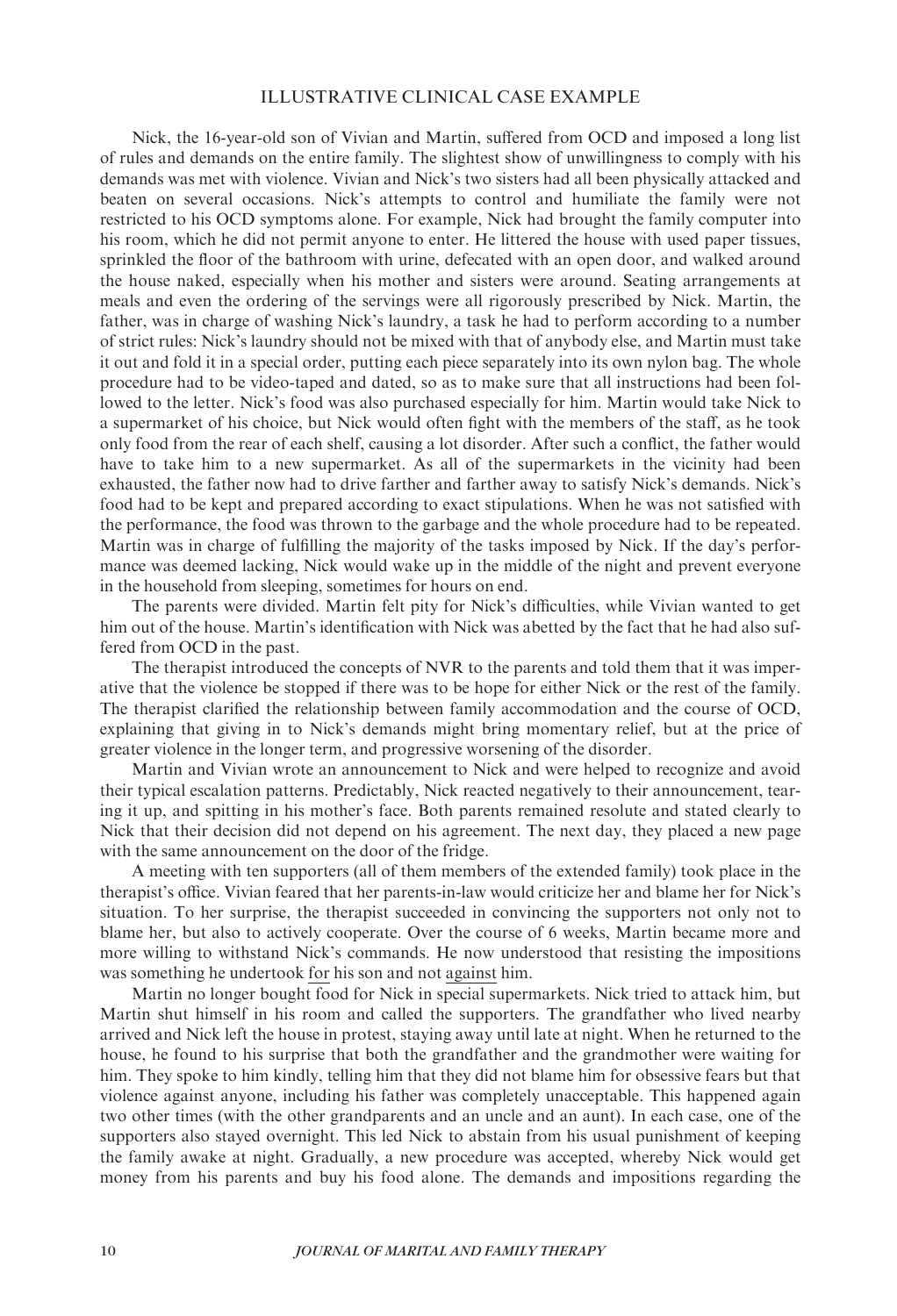## ILLUSTRATIVE CLINICAL CASE EXAMPLE

Nick, the 16-year-old son of Vivian and Martin, suffered from OCD and imposed a long list of rules and demands on the entire family. The slightest show of unwillingness to comply with his demands was met with violence. Vivian and Nick's two sisters had all been physically attacked and beaten on several occasions. Nick's attempts to control and humiliate the family were not restricted to his OCD symptoms alone. For example, Nick had brought the family computer into his room, which he did not permit anyone to enter. He littered the house with used paper tissues, sprinkled the floor of the bathroom with urine, defecated with an open door, and walked around the house naked, especially when his mother and sisters were around. Seating arrangements at meals and even the ordering of the servings were all rigorously prescribed by Nick. Martin, the father, was in charge of washing Nick's laundry, a task he had to perform according to a number of strict rules: Nick's laundry should not be mixed with that of anybody else, and Martin must take it out and fold it in a special order, putting each piece separately into its own nylon bag. The whole procedure had to be video-taped and dated, so as to make sure that all instructions had been followed to the letter. Nick's food was also purchased especially for him. Martin would take Nick to a supermarket of his choice, but Nick would often fight with the members of the staff, as he took only food from the rear of each shelf, causing a lot disorder. After such a conflict, the father would have to take him to a new supermarket. As all of the supermarkets in the vicinity had been exhausted, the father now had to drive farther and farther away to satisfy Nick's demands. Nick's food had to be kept and prepared according to exact stipulations. When he was not satisfied with the performance, the food was thrown to the garbage and the whole procedure had to be repeated. Martin was in charge of fulfilling the majority of the tasks imposed by Nick. If the day's performance was deemed lacking, Nick would wake up in the middle of the night and prevent everyone in the household from sleeping, sometimes for hours on end.

The parents were divided. Martin felt pity for Nick's difficulties, while Vivian wanted to get him out of the house. Martin's identification with Nick was abetted by the fact that he had also suffered from OCD in the past.

The therapist introduced the concepts of NVR to the parents and told them that it was imperative that the violence be stopped if there was to be hope for either Nick or the rest of the family. The therapist clarified the relationship between family accommodation and the course of OCD, explaining that giving in to Nick's demands might bring momentary relief, but at the price of greater violence in the longer term, and progressive worsening of the disorder.

Martin and Vivian wrote an announcement to Nick and were helped to recognize and avoid their typical escalation patterns. Predictably, Nick reacted negatively to their announcement, tearing it up, and spitting in his mother's face. Both parents remained resolute and stated clearly to Nick that their decision did not depend on his agreement. The next day, they placed a new page with the same announcement on the door of the fridge.

A meeting with ten supporters (all of them members of the extended family) took place in the therapist's office. Vivian feared that her parents-in-law would criticize her and blame her for Nick's situation. To her surprise, the therapist succeeded in convincing the supporters not only not to blame her, but also to actively cooperate. Over the course of 6 weeks, Martin became more and more willing to withstand Nick's commands. He now understood that resisting the impositions was something he undertook <u>for</u> his son and not <u>against</u> him.

Martin no longer bought food for Nick in special supermarkets. Nick tried to attack him, but Martin shut himself in his room and called the supporters. The grandfather who lived nearby arrived and Nick left the house in protest, staying away until late at night. When he returned to the house, he found to his surprise that both the grandfather and the grandmother were waiting for him. They spoke to him kindly, telling him that they did not blame him for obsessive fears but that violence against anyone, including his father was completely unacceptable. This happened again two other times (with the other grandparents and an uncle and an aunt). In each case, one of the supporters also stayed overnight. This led Nick to abstain from his usual punishment of keeping the family awake at night. Gradually, a new procedure was accepted, whereby Nick would get money from his parents and buy his food alone. The demands and impositions regarding the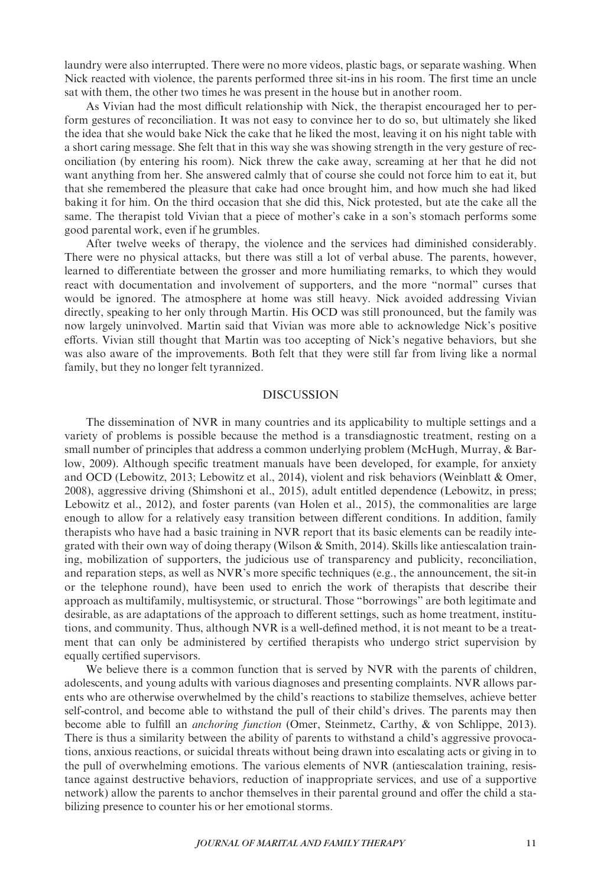laundry were also interrupted. There were no more videos, plastic bags, or separate washing. When Nick reacted with violence, the parents performed three sit-ins in his room. The first time an uncle sat with them, the other two times he was present in the house but in another room.

As Vivian had the most difficult relationship with Nick, the therapist encouraged her to perform gestures of reconciliation. It was not easy to convince her to do so, but ultimately she liked the idea that she would bake Nick the cake that he liked the most, leaving it on his night table with a short caring message. She felt that in this way she was showing strength in the very gesture of reconciliation (by entering his room). Nick threw the cake away, screaming at her that he did not want anything from her. She answered calmly that of course she could not force him to eat it, but that she remembered the pleasure that cake had once brought him, and how much she had liked baking it for him. On the third occasion that she did this, Nick protested, but ate the cake all the same. The therapist told Vivian that a piece of mother's cake in a son's stomach performs some good parental work, even if he grumbles.

After twelve weeks of therapy, the violence and the services had diminished considerably. There were no physical attacks, but there was still a lot of verbal abuse. The parents, however, learned to differentiate between the grosser and more humiliating remarks, to which they would react with documentation and involvement of supporters, and the more "normal" curses that would be ignored. The atmosphere at home was still heavy. Nick avoided addressing Vivian directly, speaking to her only through Martin. His OCD was still pronounced, but the family was now largely uninvolved. Martin said that Vivian was more able to acknowledge Nick's positive efforts. Vivian still thought that Martin was too accepting of Nick's negative behaviors, but she was also aware of the improvements. Both felt that they were still far from living like a normal family, but they no longer felt tyrannized.

## DISCUSSION

The dissemination of NVR in many countries and its applicability to multiple settings and a variety of problems is possible because the method is a transdiagnostic treatment, resting on a small number of principles that address a common underlying problem (McHugh, Murray, & Barlow, 2009). Although specific treatment manuals have been developed, for example, for anxiety and OCD (Lebowitz, 2013; Lebowitz et al., 2014), violent and risk behaviors (Weinblatt & Omer, 2008), aggressive driving (Shimshoni et al., 2015), adult entitled dependence (Lebowitz, in press; Lebowitz et al., 2012), and foster parents (van Holen et al., 2015), the commonalities are large enough to allow for a relatively easy transition between different conditions. In addition, family therapists who have had a basic training in NVR report that its basic elements can be readily integrated with their own way of doing therapy (Wilson & Smith, 2014). Skills like antiescalation training, mobilization of supporters, the judicious use of transparency and publicity, reconciliation, and reparation steps, as well as NVR's more specific techniques (e.g., the announcement, the sit-in or the telephone round), have been used to enrich the work of therapists that describe their approach as multifamily, multisystemic, or structural. Those "borrowings" are both legitimate and desirable, as are adaptations of the approach to different settings, such as home treatment, institutions, and community. Thus, although NVR is a well-defined method, it is not meant to be a treatment that can only be administered by certified therapists who undergo strict supervision by equally certified supervisors.

We believe there is a common function that is served by NVR with the parents of children, adolescents, and young adults with various diagnoses and presenting complaints. NVR allows parents who are otherwise overwhelmed by the child's reactions to stabilize themselves, achieve better self-control, and become able to withstand the pull of their child's drives. The parents may then become able to fulfill an *anchoring function* (Omer, Steinmetz, Carthy, & von Schlippe, 2013). There is thus a similarity between the ability of parents to withstand a child's aggressive provocations, anxious reactions, or suicidal threats without being drawn into escalating acts or giving in to the pull of overwhelming emotions. The various elements of NVR (antiescalation training, resistance against destructive behaviors, reduction of inappropriate services, and use of a supportive network) allow the parents to anchor themselves in their parental ground and offer the child a stabilizing presence to counter his or her emotional storms.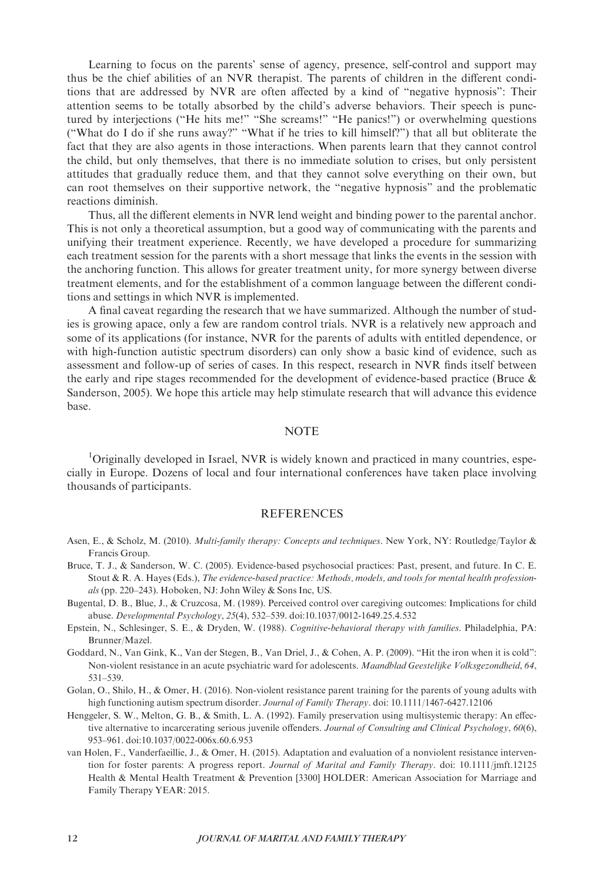Learning to focus on the parents' sense of agency, presence, self-control and support may thus be the chief abilities of an NVR therapist. The parents of children in the different conditions that are addressed by NVR are often affected by a kind of "negative hypnosis": Their attention seems to be totally absorbed by the child's adverse behaviors. Their speech is punctured by interjections ("He hits me!" "She screams!" "He panics!") or overwhelming questions ("What do I do if she runs away?" "What if he tries to kill himself?") that all but obliterate the fact that they are also agents in those interactions. When parents learn that they cannot control the child, but only themselves, that there is no immediate solution to crises, but only persistent attitudes that gradually reduce them, and that they cannot solve everything on their own, but can root themselves on their supportive network, the "negative hypnosis" and the problematic reactions diminish.

Thus, all the different elements in NVR lend weight and binding power to the parental anchor. This is not only a theoretical assumption, but a good way of communicating with the parents and unifying their treatment experience. Recently, we have developed a procedure for summarizing each treatment session for the parents with a short message that links the events in the session with the anchoring function. This allows for greater treatment unity, for more synergy between diverse treatment elements, and for the establishment of a common language between the different conditions and settings in which NVR is implemented.

A final caveat regarding the research that we have summarized. Although the number of studies is growing apace, only a few are random control trials. NVR is a relatively new approach and some of its applications (for instance, NVR for the parents of adults with entitled dependence, or with high-function autistic spectrum disorders) can only show a basic kind of evidence, such as assessment and follow-up of series of cases. In this respect, research in NVR finds itself between the early and ripe stages recommended for the development of evidence-based practice (Bruce & Sanderson, 2005). We hope this article may help stimulate research that will advance this evidence base.

## NOTE

[1]Originally developed in Israel, NVR is widely known and practiced in many countries, especially in Europe. Dozens of local and four international conferences have taken place involving thousands of participants.

## REFERENCES

Asen, E., & Scholz, M. (2010). *Multi-family therapy: Concepts and techniques*. New York, NY: Routledge/Taylor & Francis Group.

Bruce, T. J., & Sanderson, W. C. (2005). Evidence-based psychosocial practices: Past, present, and future. In C. E. Stout & R. A. Hayes (Eds.), *The evidence-based practice: Methods, models, and tools for mental health professionals* (pp. 220–243). Hoboken, NJ: John Wiley & Sons Inc, US.

Bugental, D. B., Blue, J., & Cruzcosa, M. (1989). Perceived control over caregiving outcomes: Implications for child abuse. *Developmental Psychology*, *25*(4), 532–539. doi:10.1037/0012-1649.25.4.532

Epstein, N., Schlesinger, S. E., & Dryden, W. (1988). *Cognitive-behavioral therapy with families*. Philadelphia, PA: Brunner/Mazel.

Goddard, N., Van Gink, K., Van der Stegen, B., Van Driel, J., & Cohen, A. P. (2009). "Hit the iron when it is cold": Non-violent resistance in an acute psychiatric ward for adolescents. *Maandblad Geestelijke Volksgezondheid*, *64*, 531–539.

Golan, O., Shilo, H., & Omer, H. (2016). Non-violent resistance parent training for the parents of young adults with high functioning autism spectrum disorder. *Journal of Family Therapy*. doi: 10.1111/1467-6427.12106

Henggeler, S. W., Melton, G. B., & Smith, L. A. (1992). Family preservation using multisystemic therapy: An effective alternative to incarcerating serious juvenile offenders. *Journal of Consulting and Clinical Psychology*, *60*(6), 953–961. doi:10.1037/0022-006x.60.6.953

van Holen, F., Vanderfaeillie, J., & Omer, H. (2015). Adaptation and evaluation of a nonviolent resistance intervention for foster parents: A progress report. *Journal of Marital and Family Therapy*. doi: 10.1111/jmft.12125 Health & Mental Health Treatment & Prevention [3300] HOLDER: American Association for Marriage and Family Therapy YEAR: 2015.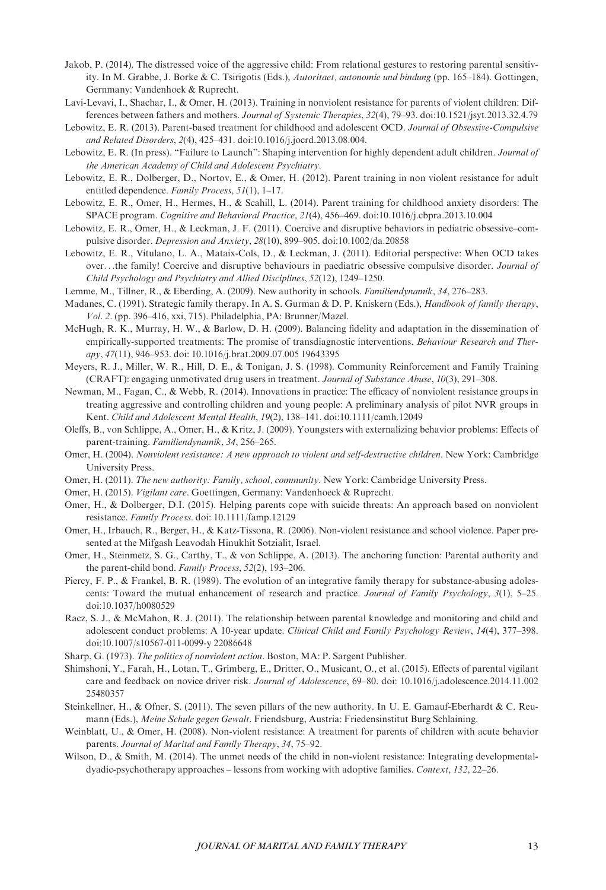Jakob, P. (2014). The distressed voice of the aggressive child: From relational gestures to restoring parental sensitivity. In M. Grabbe, J. Borke & C. Tsirigotis (Eds.), *Autoritaet, autonomie und bindung* (pp. 165–184). Gottingen, Gernmany: Vandenhoek & Ruprecht.

Lavi-Levavi, I., Shachar, I., & Omer, H. (2013). Training in nonviolent resistance for parents of violent children: Differences between fathers and mothers. *Journal of Systemic Therapies*, *32*(4), 79–93. doi:10.1521/jsyt.2013.32.4.79

Lebowitz, E. R. (2013). Parent-based treatment for childhood and adolescent OCD. *Journal of Obsessive-Compulsive and Related Disorders*, *2*(4), 425–431. doi:10.1016/j.jocrd.2013.08.004.

Lebowitz, E. R. (In press). "Failure to Launch": Shaping intervention for highly dependent adult children. *Journal of the American Academy of Child and Adolescent Psychiatry*.

Lebowitz, E. R., Dolberger, D., Nortov, E., & Omer, H. (2012). Parent training in non violent resistance for adult entitled dependence. *Family Process*, *51*(1), 1–17.

Lebowitz, E. R., Omer, H., Hermes, H., & Scahill, L. (2014). Parent training for childhood anxiety disorders: The SPACE program. *Cognitive and Behavioral Practice*, *21*(4), 456–469. doi:10.1016/j.cbpra.2013.10.004

Lebowitz, E. R., Omer, H., & Leckman, J. F. (2011). Coercive and disruptive behaviors in pediatric obsessive–compulsive disorder. *Depression and Anxiety*, *28*(10), 899–905. doi:10.1002/da.20858

Lebowitz, E. R., Vitulano, L. A., Mataix-Cols, D., & Leckman, J. (2011). Editorial perspective: When OCD takes over…the family! Coercive and disruptive behaviours in paediatric obsessive compulsive disorder. *Journal of Child Psychology and Psychiatry and Allied Disciplines*, *52*(12), 1249–1250.

Lemme, M., Tillner, R., & Eberding, A. (2009). New authority in schools. *Familiendynamik*, *34*, 276–283.

Madanes, C. (1991). Strategic family therapy. In A. S. Gurman & D. P. Kniskern (Eds.), *Handbook of family therapy*, *Vol. 2*. (pp. 396–416, xxi, 715). Philadelphia, PA: Brunner/Mazel.

McHugh, R. K., Murray, H. W., & Barlow, D. H. (2009). Balancing fidelity and adaptation in the dissemination of empirically-supported treatments: The promise of transdiagnostic interventions. *Behaviour Research and Therapy*, *47*(11), 946–953. doi: 10.1016/j.brat.2009.07.005 19643395

Meyers, R. J., Miller, W. R., Hill, D. E., & Tonigan, J. S. (1998). Community Reinforcement and Family Training (CRAFT): engaging unmotivated drug users in treatment. *Journal of Substance Abuse*, *10*(3), 291–308.

Newman, M., Fagan, C., & Webb, R. (2014). Innovations in practice: The efficacy of nonviolent resistance groups in treating aggressive and controlling children and young people: A preliminary analysis of pilot NVR groups in Kent. *Child and Adolescent Mental Health*, *19*(2), 138–141. doi:10.1111/camh.12049

Oleffs, B., von Schlippe, A., Omer, H., & Kritz, J. (2009). Youngsters with externalizing behavior problems: Effects of parent-training. *Familiendynamik*, *34*, 256–265.

Omer, H. (2004). *Nonviolent resistance: A new approach to violent and self-destructive children*. New York: Cambridge University Press.

Omer, H. (2011). *The new authority: Family, school, community*. New York: Cambridge University Press.

Omer, H. (2015). *Vigilant care*. Goettingen, Germany: Vandenhoeck & Ruprecht.

Omer, H., & Dolberger, D.I. (2015). Helping parents cope with suicide threats: An approach based on nonviolent resistance. *Family Process*. doi: 10.1111/famp.12129

Omer, H., Irbauch, R., Berger, H., & Katz-Tissona, R. (2006). Non-violent resistance and school violence. Paper presented at the Mifgash Leavodah Hinukhit Sotzialit, Israel.

Omer, H., Steinmetz, S. G., Carthy, T., & von Schlippe, A. (2013). The anchoring function: Parental authority and the parent-child bond. *Family Process*, *52*(2), 193–206.

Piercy, F. P., & Frankel, B. R. (1989). The evolution of an integrative family therapy for substance-abusing adolescents: Toward the mutual enhancement of research and practice. *Journal of Family Psychology*, *3*(1), 5–25. doi:10.1037/h0080529

Racz, S. J., & McMahon, R. J. (2011). The relationship between parental knowledge and monitoring and child and adolescent conduct problems: A 10-year update. *Clinical Child and Family Psychology Review*, *14*(4), 377–398. doi:10.1007/s10567-011-0099-y 22086648

Sharp, G. (1973). *The politics of nonviolent action*. Boston, MA: P. Sargent Publisher.

Shimshoni, Y., Farah, H., Lotan, T., Grimberg, E., Dritter, O., Musicant, O., et al. (2015). Effects of parental vigilant care and feedback on novice driver risk. *Journal of Adolescence*, 69–80. doi: 10.1016/j.adolescence.2014.11.002 25480357

Steinkellner, H., & Ofner, S. (2011). The seven pillars of the new authority. In U. E. Gamauf-Eberhardt & C. Reumann (Eds.), *Meine Schule gegen Gewalt*. Friendsburg, Austria: Friedensinstitut Burg Schlaining.

Weinblatt, U., & Omer, H. (2008). Non-violent resistance: A treatment for parents of children with acute behavior parents. *Journal of Marital and Family Therapy*, *34*, 75–92.

Wilson, D., & Smith, M. (2014). The unmet needs of the child in non-violent resistance: Integrating developmental-dyadic-psychotherapy approaches – lessons from working with adoptive families. *Context*, *132*, 22–26.